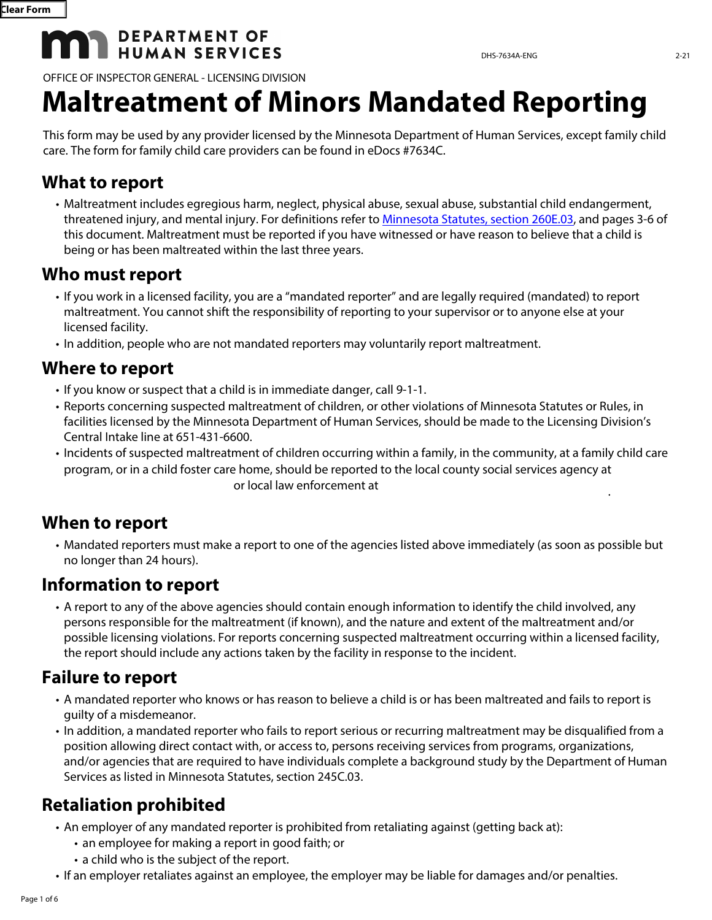DEPARTMENT OF HUMAN SERVICES

DHS-7634A-ENG 2-21

OFFICE OF INSPECTOR GENERAL - LICENSING DIVISION

# Maltreatment of Minors Mandated Reporting

This form may be used by any provider licensed by the Minnesota Department of Human Services, except family child care. The form for family child care providers can be found in eDocs #7634C.

## What to report

- Maltreatment includes egregious harm, neglect, physical abuse, sexual abuse, substantial child endangerment, threatened injury, and mental injury. For definitions refer to Minnesota Statutes, section 260E.03, and pages 3-6 of this document. Maltreatment must be reported if you have witnessed or have reason to believe that a child is being or has been maltreated within the last three years.

## Who must report

- If you work in a licensed facility, you are a "mandated reporter" and are legally required (mandated) to report maltreatment. You cannot shift the responsibility of reporting to your supervisor or to anyone else at your licensed facility.
- In addition, people who are not mandated reporters may voluntarily report maltreatment.

## Where to report

- If you know or suspect that a child is in immediate danger, call 9-1-1.
- Reports concerning suspected maltreatment of children, or other violations of Minnesota Statutes or Rules, in facilities licensed by the Minnesota Department of Human Services, should be made to the Licensing Division's Central Intake line at 651-431-6600.
- Incidents of suspected maltreatment of children occurring within a family, in the community, at a family child care program, or in a child foster care home, should be reported to the local county social services agency at _______________ or local law enforcement at _______________.

## When to report

- Mandated reporters must make a report to one of the agencies listed above immediately (as soon as possible but no longer than 24 hours).

## Information to report

- A report to any of the above agencies should contain enough information to identify the child involved, any persons responsible for the maltreatment (if known), and the nature and extent of the maltreatment and/or possible licensing violations. For reports concerning suspected maltreatment occurring within a licensed facility, the report should include any actions taken by the facility in response to the incident.

## Failure to report

- A mandated reporter who knows or has reason to believe a child is or has been maltreated and fails to report is guilty of a misdemeanor.
- In addition, a mandated reporter who fails to report serious or recurring maltreatment may be disqualified from a position allowing direct contact with, or access to, persons receiving services from programs, organizations, and/or agencies that are required to have individuals complete a background study by the Department of Human Services as listed in Minnesota Statutes, section 245C.03.

## Retaliation prohibited

- An employer of any mandated reporter is prohibited from retaliating against (getting back at):
  - an employee for making a report in good faith; or
  - a child who is the subject of the report.
- If an employer retaliates against an employee, the employer may be liable for damages and/or penalties.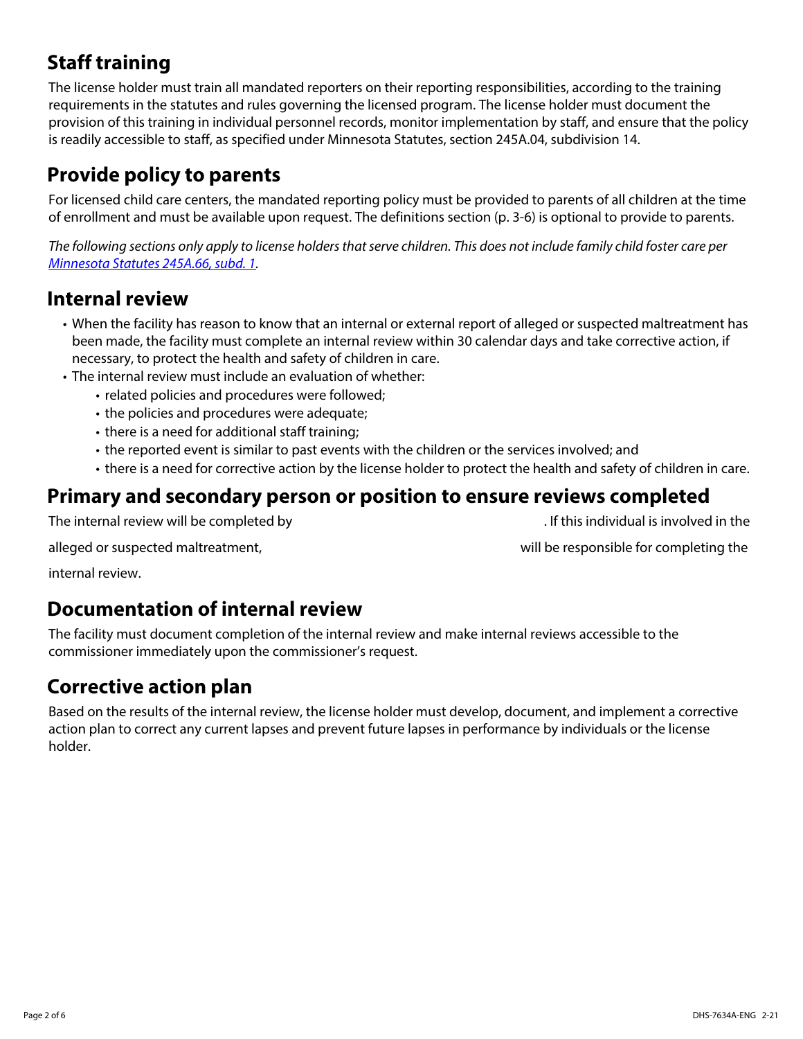## Staff training

The license holder must train all mandated reporters on their reporting responsibilities, according to the training requirements in the statutes and rules governing the licensed program. The license holder must document the provision of this training in individual personnel records, monitor implementation by staff, and ensure that the policy is readily accessible to staff, as specified under Minnesota Statutes, section 245A.04, subdivision 14.

## Provide policy to parents

For licensed child care centers, the mandated reporting policy must be provided to parents of all children at the time of enrollment and must be available upon request. The definitions section (p. 3-6) is optional to provide to parents.

*The following sections only apply to license holders that serve children. This does not include family child foster care per [Minnesota Statutes 245A.66, subd. 1](#).*

## Internal review

- When the facility has reason to know that an internal or external report of alleged or suspected maltreatment has been made, the facility must complete an internal review within 30 calendar days and take corrective action, if necessary, to protect the health and safety of children in care.
- The internal review must include an evaluation of whether:
  - related policies and procedures were followed;
  - the policies and procedures were adequate;
  - there is a need for additional staff training;
  - the reported event is similar to past events with the children or the services involved; and
  - there is a need for corrective action by the license holder to protect the health and safety of children in care.

## Primary and secondary person or position to ensure reviews completed

The internal review will be completed by \_\_\_\_\_\_\_\_\_\_\_\_\_\_\_\_\_\_\_\_\_\_\_\_\_\_\_\_\_\_\_\_\_\_\_\_. If this individual is involved in the alleged or suspected maltreatment, \_\_\_\_\_\_\_\_\_\_\_\_\_\_\_\_\_\_\_\_\_\_\_\_\_\_\_\_\_\_\_\_\_\_\_\_ will be responsible for completing the internal review.

## Documentation of internal review

The facility must document completion of the internal review and make internal reviews accessible to the commissioner immediately upon the commissioner's request.

## Corrective action plan

Based on the results of the internal review, the license holder must develop, document, and implement a corrective action plan to correct any current lapses and prevent future lapses in performance by individuals or the license holder.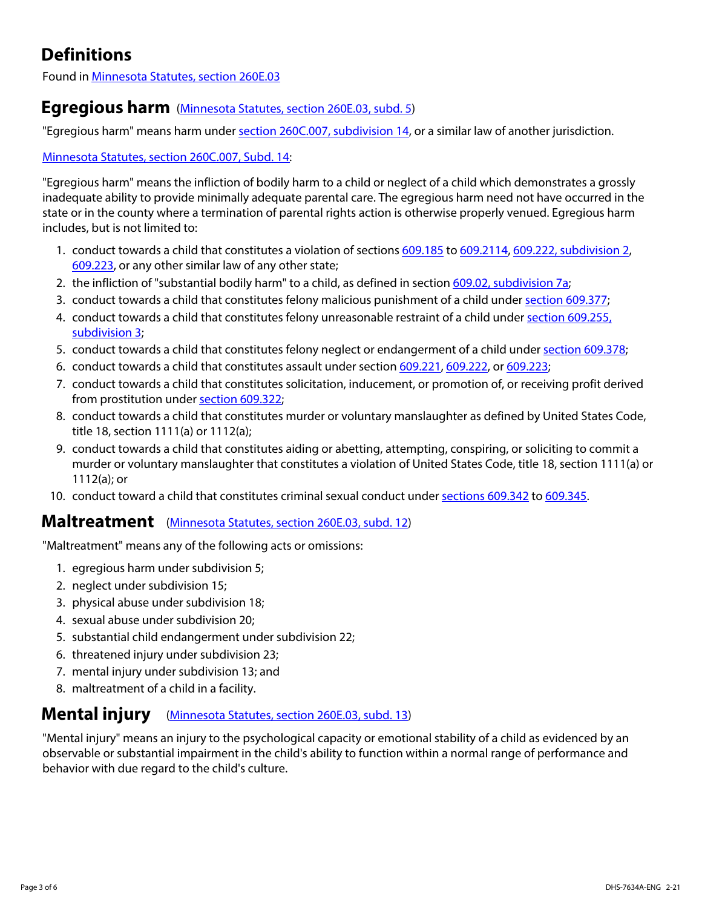# Definitions

Found in Minnesota Statutes, section 260E.03

## Egregious harm (Minnesota Statutes, section 260E.03, subd. 5)

"Egregious harm" means harm under section 260C.007, subdivision 14, or a similar law of another jurisdiction.

Minnesota Statutes, section 260C.007, Subd. 14:

"Egregious harm" means the infliction of bodily harm to a child or neglect of a child which demonstrates a grossly inadequate ability to provide minimally adequate parental care. The egregious harm need not have occurred in the state or in the county where a termination of parental rights action is otherwise properly venued. Egregious harm includes, but is not limited to:

1. conduct towards a child that constitutes a violation of sections 609.185 to 609.2114, 609.222, subdivision 2, 609.223, or any other similar law of any other state;
2. the infliction of "substantial bodily harm" to a child, as defined in section 609.02, subdivision 7a;
3. conduct towards a child that constitutes felony malicious punishment of a child under section 609.377;
4. conduct towards a child that constitutes felony unreasonable restraint of a child under section 609.255, subdivision 3;
5. conduct towards a child that constitutes felony neglect or endangerment of a child under section 609.378;
6. conduct towards a child that constitutes assault under section 609.221, 609.222, or 609.223;
7. conduct towards a child that constitutes solicitation, inducement, or promotion of, or receiving profit derived from prostitution under section 609.322;
8. conduct towards a child that constitutes murder or voluntary manslaughter as defined by United States Code, title 18, section 1111(a) or 1112(a);
9. conduct towards a child that constitutes aiding or abetting, attempting, conspiring, or soliciting to commit a murder or voluntary manslaughter that constitutes a violation of United States Code, title 18, section 1111(a) or 1112(a); or
10. conduct toward a child that constitutes criminal sexual conduct under sections 609.342 to 609.345.

## Maltreatment (Minnesota Statutes, section 260E.03, subd. 12)

"Maltreatment" means any of the following acts or omissions:

1. egregious harm under subdivision 5;
2. neglect under subdivision 15;
3. physical abuse under subdivision 18;
4. sexual abuse under subdivision 20;
5. substantial child endangerment under subdivision 22;
6. threatened injury under subdivision 23;
7. mental injury under subdivision 13; and
8. maltreatment of a child in a facility.

## Mental injury (Minnesota Statutes, section 260E.03, subd. 13)

"Mental injury" means an injury to the psychological capacity or emotional stability of a child as evidenced by an observable or substantial impairment in the child's ability to function within a normal range of performance and behavior with due regard to the child's culture.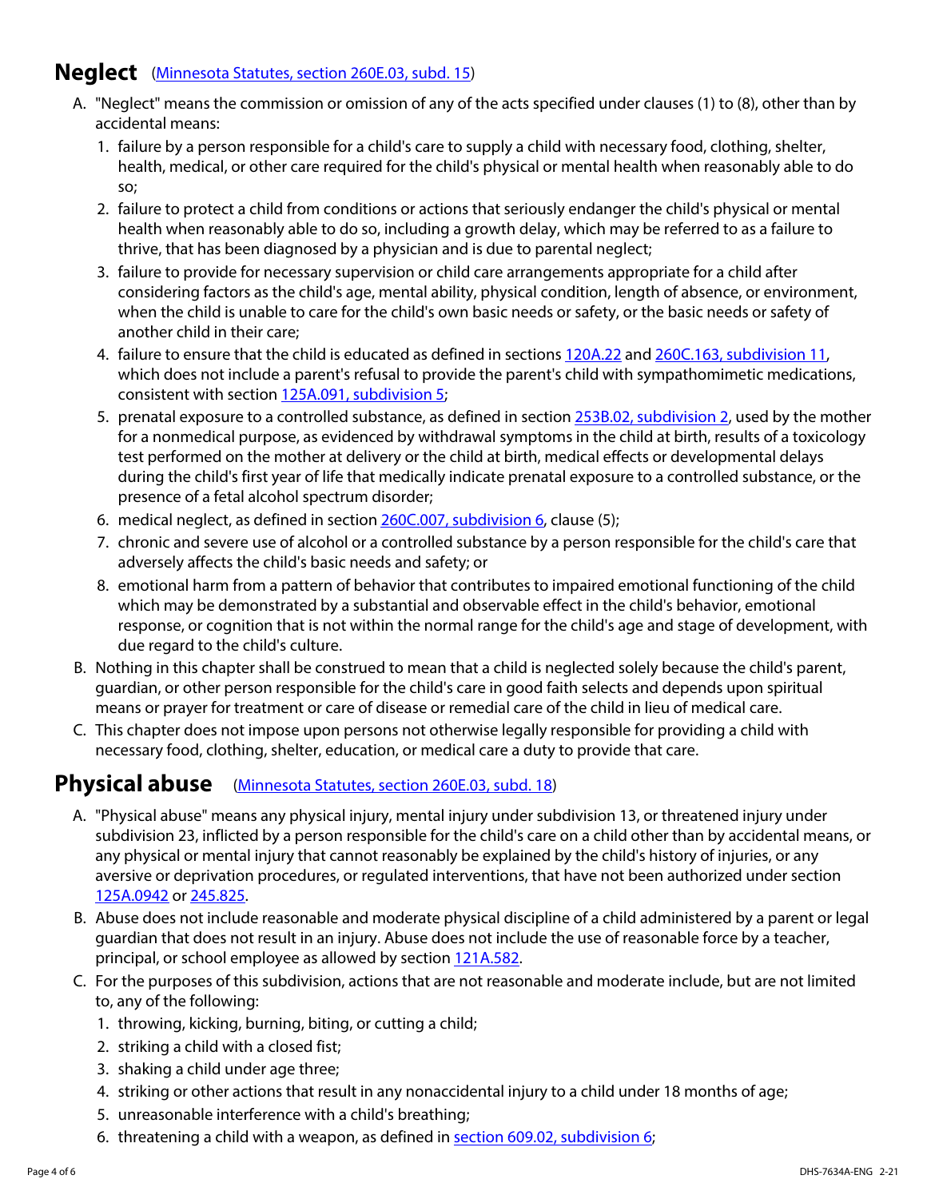## Neglect (Minnesota Statutes, section 260E.03, subd. 15)

A. "Neglect" means the commission or omission of any of the acts specified under clauses (1) to (8), other than by accidental means:

   1. failure by a person responsible for a child's care to supply a child with necessary food, clothing, shelter, health, medical, or other care required for the child's physical or mental health when reasonably able to do so;
   2. failure to protect a child from conditions or actions that seriously endanger the child's physical or mental health when reasonably able to do so, including a growth delay, which may be referred to as a failure to thrive, that has been diagnosed by a physician and is due to parental neglect;
   3. failure to provide for necessary supervision or child care arrangements appropriate for a child after considering factors as the child's age, mental ability, physical condition, length of absence, or environment, when the child is unable to care for the child's own basic needs or safety, or the basic needs or safety of another child in their care;
   4. failure to ensure that the child is educated as defined in sections 120A.22 and 260C.163, subdivision 11, which does not include a parent's refusal to provide the parent's child with sympathomimetic medications, consistent with section 125A.091, subdivision 5;
   5. prenatal exposure to a controlled substance, as defined in section 253B.02, subdivision 2, used by the mother for a nonmedical purpose, as evidenced by withdrawal symptoms in the child at birth, results of a toxicology test performed on the mother at delivery or the child at birth, medical effects or developmental delays during the child's first year of life that medically indicate prenatal exposure to a controlled substance, or the presence of a fetal alcohol spectrum disorder;
   6. medical neglect, as defined in section 260C.007, subdivision 6, clause (5);
   7. chronic and severe use of alcohol or a controlled substance by a person responsible for the child's care that adversely affects the child's basic needs and safety; or
   8. emotional harm from a pattern of behavior that contributes to impaired emotional functioning of the child which may be demonstrated by a substantial and observable effect in the child's behavior, emotional response, or cognition that is not within the normal range for the child's age and stage of development, with due regard to the child's culture.

B. Nothing in this chapter shall be construed to mean that a child is neglected solely because the child's parent, guardian, or other person responsible for the child's care in good faith selects and depends upon spiritual means or prayer for treatment or care of disease or remedial care of the child in lieu of medical care.

C. This chapter does not impose upon persons not otherwise legally responsible for providing a child with necessary food, clothing, shelter, education, or medical care a duty to provide that care.

## Physical abuse (Minnesota Statutes, section 260E.03, subd. 18)

A. "Physical abuse" means any physical injury, mental injury under subdivision 13, or threatened injury under subdivision 23, inflicted by a person responsible for the child's care on a child other than by accidental means, or any physical or mental injury that cannot reasonably be explained by the child's history of injuries, or any aversive or deprivation procedures, or regulated interventions, that have not been authorized under section 125A.0942 or 245.825.

B. Abuse does not include reasonable and moderate physical discipline of a child administered by a parent or legal guardian that does not result in an injury. Abuse does not include the use of reasonable force by a teacher, principal, or school employee as allowed by section 121A.582.

C. For the purposes of this subdivision, actions that are not reasonable and moderate include, but are not limited to, any of the following:

   1. throwing, kicking, burning, biting, or cutting a child;
   2. striking a child with a closed fist;
   3. shaking a child under age three;
   4. striking or other actions that result in any nonaccidental injury to a child under 18 months of age;
   5. unreasonable interference with a child's breathing;
   6. threatening a child with a weapon, as defined in section 609.02, subdivision 6;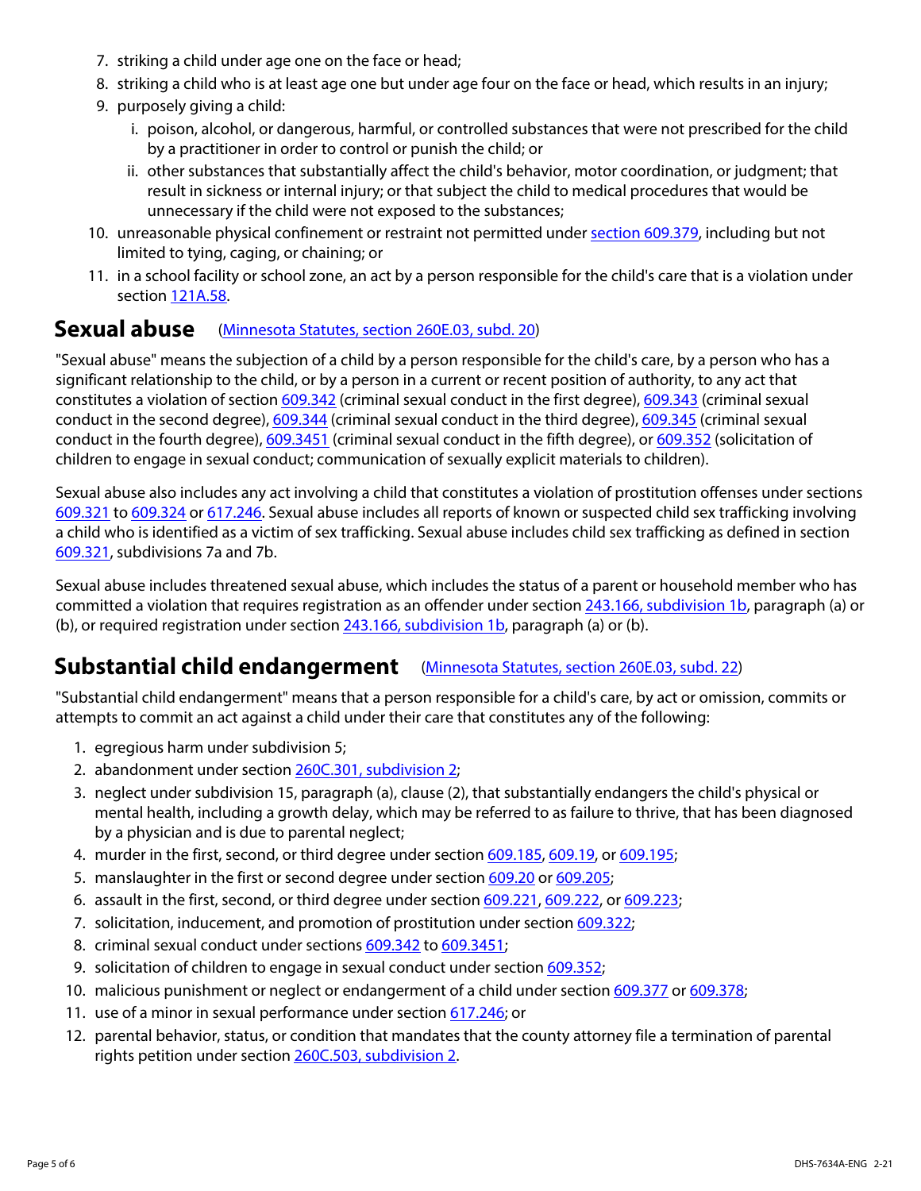7. striking a child under age one on the face or head;
8. striking a child who is at least age one but under age four on the face or head, which results in an injury;
9. purposely giving a child:
   i. poison, alcohol, or dangerous, harmful, or controlled substances that were not prescribed for the child by a practitioner in order to control or punish the child; or
   ii. other substances that substantially affect the child's behavior, motor coordination, or judgment; that result in sickness or internal injury; or that subject the child to medical procedures that would be unnecessary if the child were not exposed to the substances;
10. unreasonable physical confinement or restraint not permitted under section 609.379, including but not limited to tying, caging, or chaining; or
11. in a school facility or school zone, an act by a person responsible for the child's care that is a violation under section 121A.58.

## Sexual abuse (Minnesota Statutes, section 260E.03, subd. 20)

"Sexual abuse" means the subjection of a child by a person responsible for the child's care, by a person who has a significant relationship to the child, or by a person in a current or recent position of authority, to any act that constitutes a violation of section 609.342 (criminal sexual conduct in the first degree), 609.343 (criminal sexual conduct in the second degree), 609.344 (criminal sexual conduct in the third degree), 609.345 (criminal sexual conduct in the fourth degree), 609.3451 (criminal sexual conduct in the fifth degree), or 609.352 (solicitation of children to engage in sexual conduct; communication of sexually explicit materials to children).

Sexual abuse also includes any act involving a child that constitutes a violation of prostitution offenses under sections 609.321 to 609.324 or 617.246. Sexual abuse includes all reports of known or suspected child sex trafficking involving a child who is identified as a victim of sex trafficking. Sexual abuse includes child sex trafficking as defined in section 609.321, subdivisions 7a and 7b.

Sexual abuse includes threatened sexual abuse, which includes the status of a parent or household member who has committed a violation that requires registration as an offender under section 243.166, subdivision 1b, paragraph (a) or (b), or required registration under section 243.166, subdivision 1b, paragraph (a) or (b).

## Substantial child endangerment (Minnesota Statutes, section 260E.03, subd. 22)

"Substantial child endangerment" means that a person responsible for a child's care, by act or omission, commits or attempts to commit an act against a child under their care that constitutes any of the following:

1. egregious harm under subdivision 5;
2. abandonment under section 260C.301, subdivision 2;
3. neglect under subdivision 15, paragraph (a), clause (2), that substantially endangers the child's physical or mental health, including a growth delay, which may be referred to as failure to thrive, that has been diagnosed by a physician and is due to parental neglect;
4. murder in the first, second, or third degree under section 609.185, 609.19, or 609.195;
5. manslaughter in the first or second degree under section 609.20 or 609.205;
6. assault in the first, second, or third degree under section 609.221, 609.222, or 609.223;
7. solicitation, inducement, and promotion of prostitution under section 609.322;
8. criminal sexual conduct under sections 609.342 to 609.3451;
9. solicitation of children to engage in sexual conduct under section 609.352;
10. malicious punishment or neglect or endangerment of a child under section 609.377 or 609.378;
11. use of a minor in sexual performance under section 617.246; or
12. parental behavior, status, or condition that mandates that the county attorney file a termination of parental rights petition under section 260C.503, subdivision 2.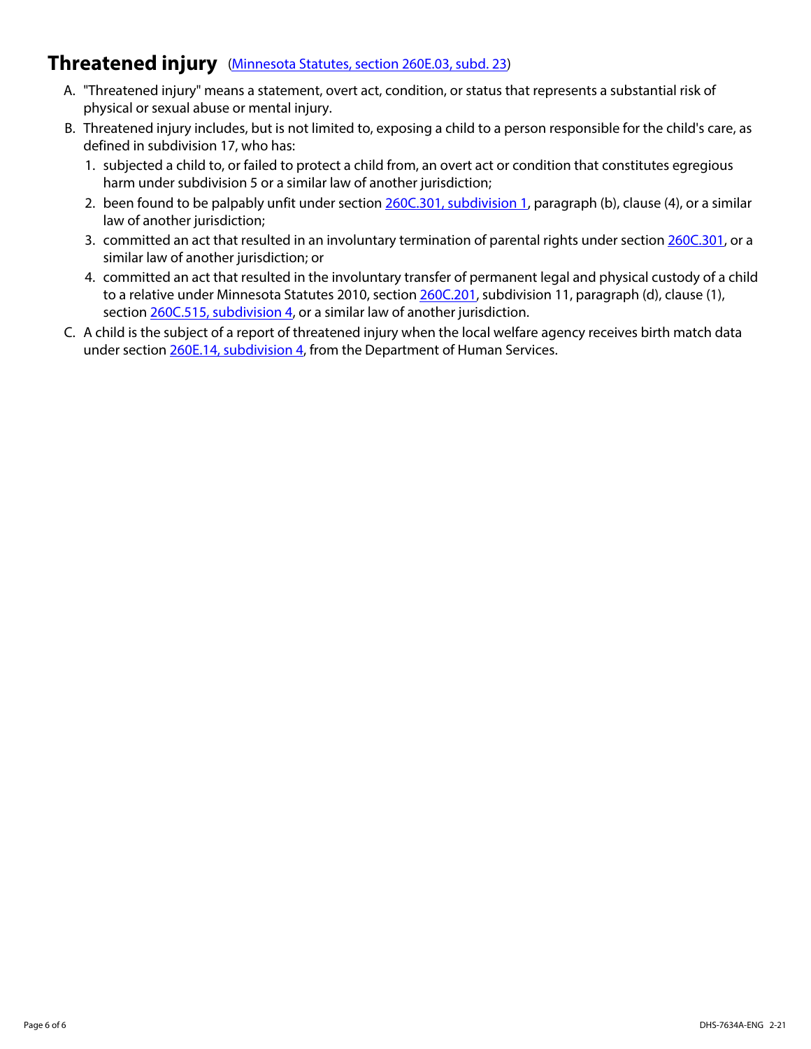## Threatened injury (Minnesota Statutes, section 260E.03, subd. 23)

A. "Threatened injury" means a statement, overt act, condition, or status that represents a substantial risk of physical or sexual abuse or mental injury.

B. Threatened injury includes, but is not limited to, exposing a child to a person responsible for the child's care, as defined in subdivision 17, who has:

   1. subjected a child to, or failed to protect a child from, an overt act or condition that constitutes egregious harm under subdivision 5 or a similar law of another jurisdiction;
   2. been found to be palpably unfit under section 260C.301, subdivision 1, paragraph (b), clause (4), or a similar law of another jurisdiction;
   3. committed an act that resulted in an involuntary termination of parental rights under section 260C.301, or a similar law of another jurisdiction; or
   4. committed an act that resulted in the involuntary transfer of permanent legal and physical custody of a child to a relative under Minnesota Statutes 2010, section 260C.201, subdivision 11, paragraph (d), clause (1), section 260C.515, subdivision 4, or a similar law of another jurisdiction.

C. A child is the subject of a report of threatened injury when the local welfare agency receives birth match data under section 260E.14, subdivision 4, from the Department of Human Services.